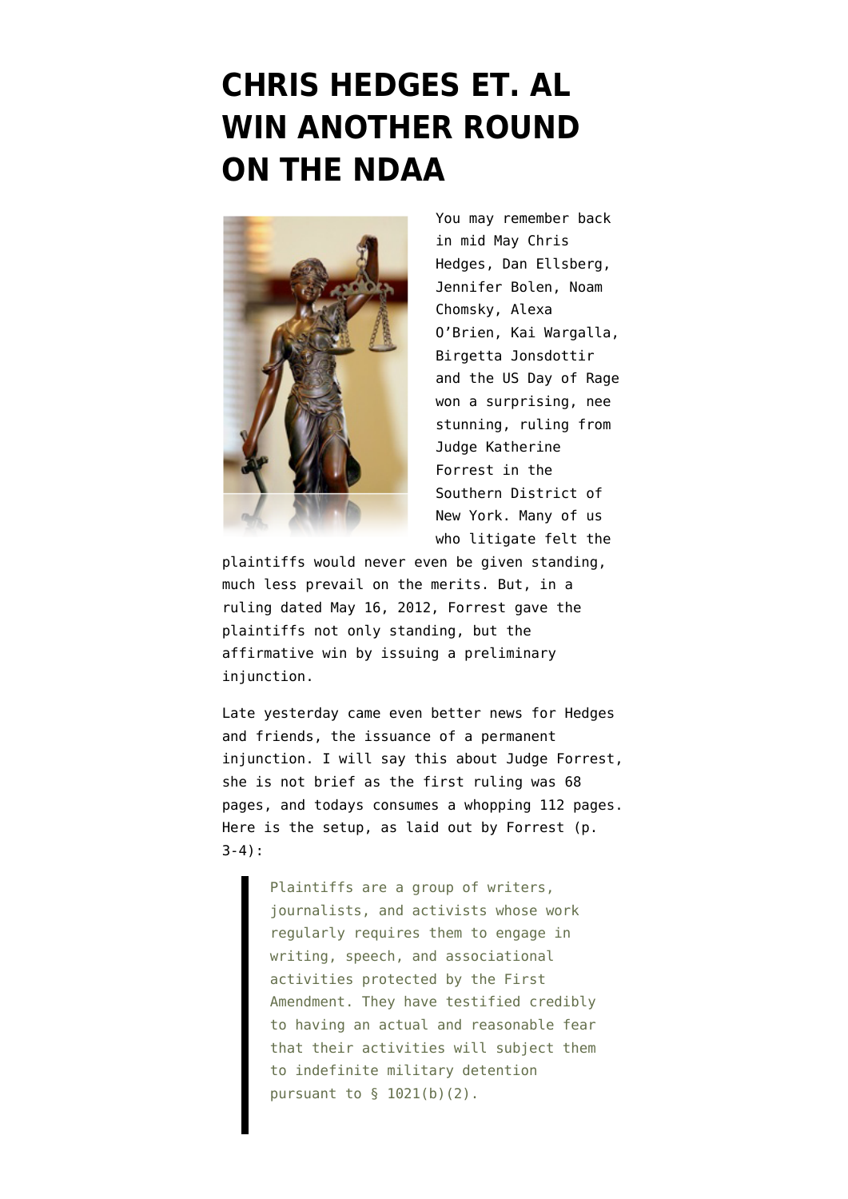# CHRIS HEDGES ET. AL WIN ANOTHER ROUND ON THE NDAA

You may remember back in mid May Chris Hedges, Dan Ellsberg, Jennifer Bolen, Noam Chomsky, Alexa O'Brien, Kai Wargalla, Birgetta Jonsdottir and the US Day of Rage won a surprising, nee stunning, ruling from Judge Katherine Forrest in the Southern District of New York. Many of us who litigate felt the plaintiffs would never even be given standing, much less prevail on the merits. But, in a ruling dated May 16, 2012, Forrest gave the plaintiffs not only standing, but the affirmative win by issuing a preliminary injunction.

Late yesterday came even better news for Hedges and friends, the issuance of a permanent injunction. I will say this about Judge Forrest, she is not brief as the first ruling was 68 pages, and todays consumes a whopping 112 pages. Here is the setup, as laid out by Forrest (p. 3-4):

> Plaintiffs are a group of writers, journalists, and activists whose work regularly requires them to engage in writing, speech, and associational activities protected by the First Amendment. They have testified credibly to having an actual and reasonable fear that their activities will subject them to indefinite military detention pursuant to § 1021(b)(2).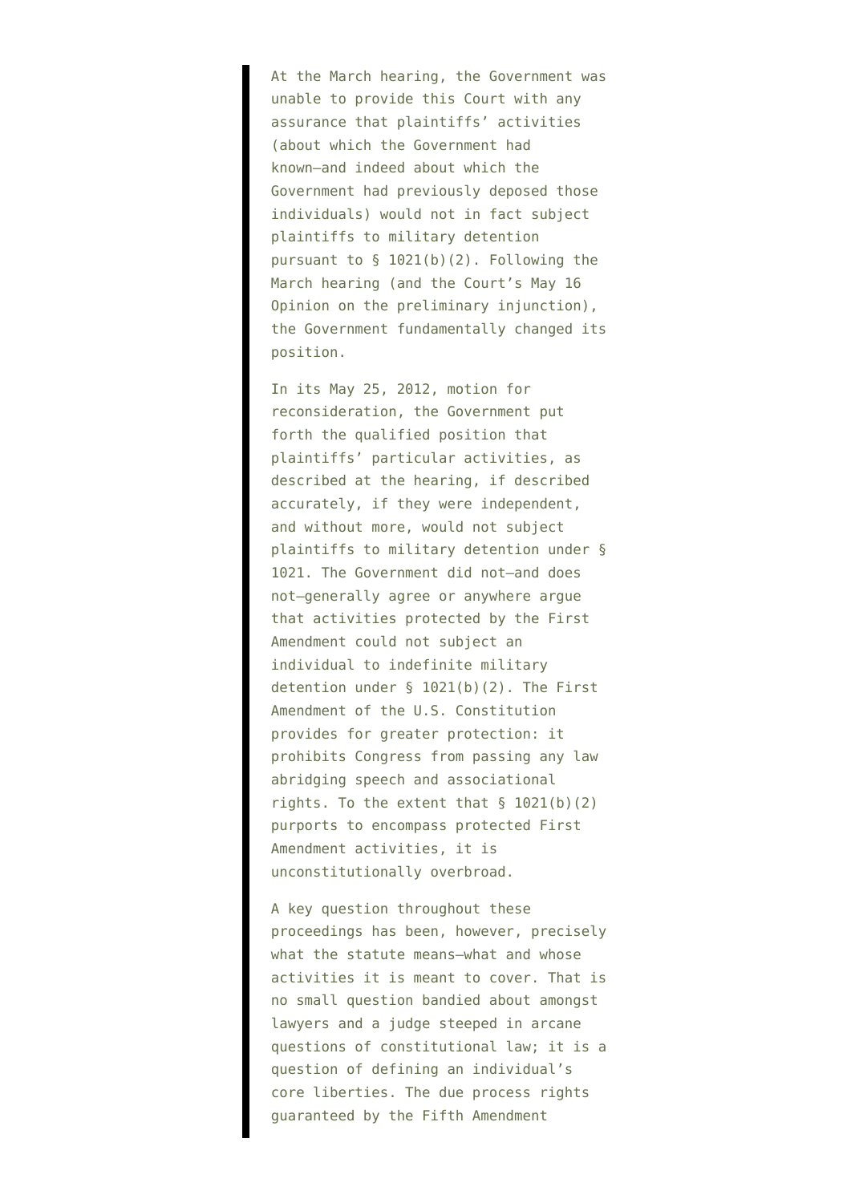> At the March hearing, the Government was unable to provide this Court with any assurance that plaintiffs' activities (about which the Government had known—and indeed about which the Government had previously deposed those individuals) would not in fact subject plaintiffs to military detention pursuant to § 1021(b)(2). Following the March hearing (and the Court's May 16 Opinion on the preliminary injunction), the Government fundamentally changed its position.
>
> In its May 25, 2012, motion for reconsideration, the Government put forth the qualified position that plaintiffs' particular activities, as described at the hearing, if described accurately, if they were independent, and without more, would not subject plaintiffs to military detention under § 1021. The Government did not—and does not—generally agree or anywhere argue that activities protected by the First Amendment could not subject an individual to indefinite military detention under § 1021(b)(2). The First Amendment of the U.S. Constitution provides for greater protection: it prohibits Congress from passing any law abridging speech and associational rights. To the extent that § 1021(b)(2) purports to encompass protected First Amendment activities, it is unconstitutionally overbroad.
>
> A key question throughout these proceedings has been, however, precisely what the statute means—what and whose activities it is meant to cover. That is no small question bandied about amongst lawyers and a judge steeped in arcane questions of constitutional law; it is a question of defining an individual's core liberties. The due process rights guaranteed by the Fifth Amendment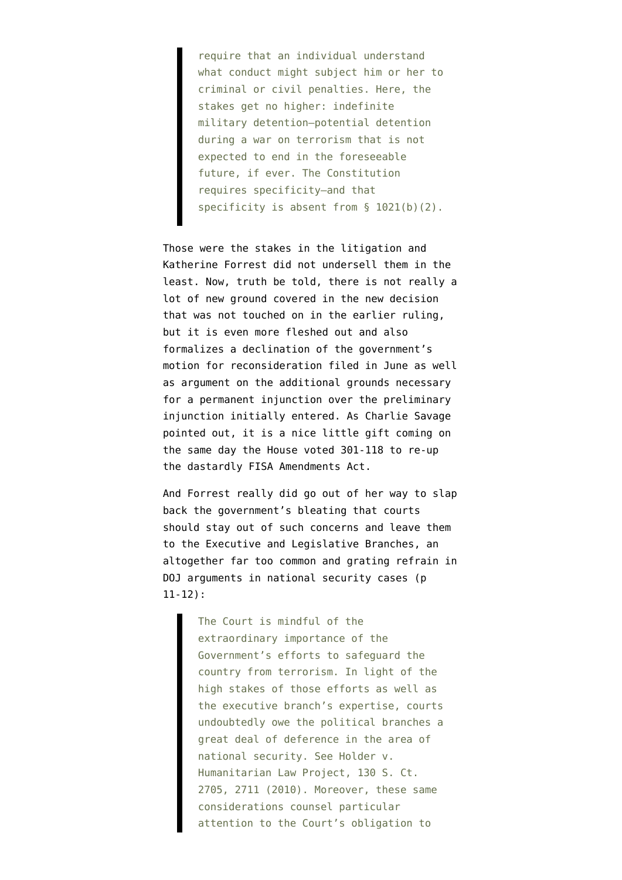> require that an individual understand what conduct might subject him or her to criminal or civil penalties. Here, the stakes get no higher: indefinite military detention–potential detention during a war on terrorism that is not expected to end in the foreseeable future, if ever. The Constitution requires specificity–and that specificity is absent from § 1021(b)(2).

Those were the stakes in the litigation and Katherine Forrest did not undersell them in the least. Now, truth be told, there is not really a lot of new ground covered in the new decision that was not touched on in the earlier ruling, but it is even more fleshed out and also formalizes a declination of the government's motion for reconsideration filed in June as well as argument on the additional grounds necessary for a permanent injunction over the preliminary injunction initially entered. As Charlie Savage pointed out, it is a nice little gift coming on the same day the House voted 301-118 to re-up the dastardly FISA Amendments Act.

And Forrest really did go out of her way to slap back the government's bleating that courts should stay out of such concerns and leave them to the Executive and Legislative Branches, an altogether far too common and grating refrain in DOJ arguments in national security cases (p 11-12):

> The Court is mindful of the extraordinary importance of the Government's efforts to safeguard the country from terrorism. In light of the high stakes of those efforts as well as the executive branch's expertise, courts undoubtedly owe the political branches a great deal of deference in the area of national security. See Holder v. Humanitarian Law Project, 130 S. Ct. 2705, 2711 (2010). Moreover, these same considerations counsel particular attention to the Court's obligation to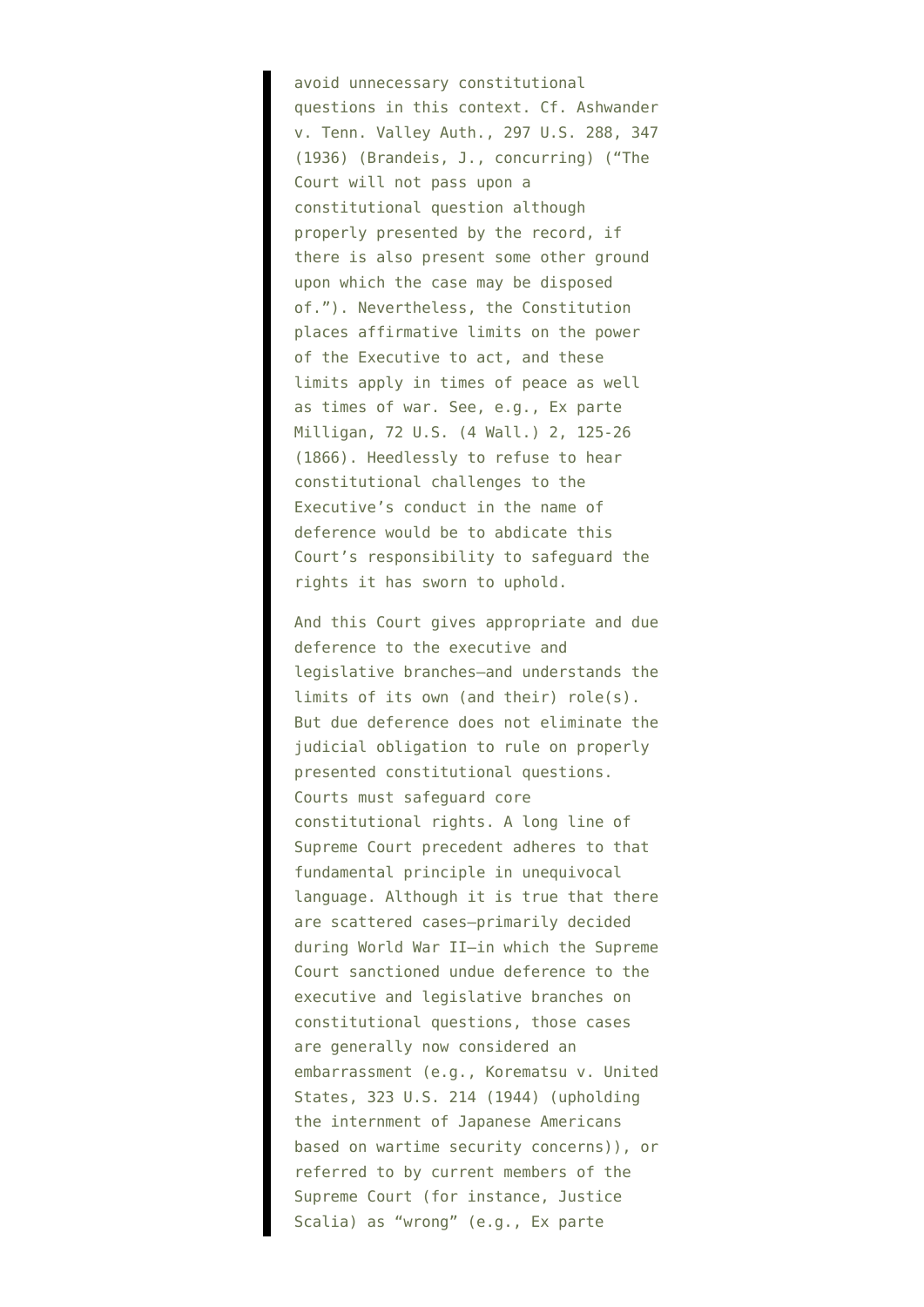> avoid unnecessary constitutional questions in this context. Cf. Ashwander v. Tenn. Valley Auth., 297 U.S. 288, 347 (1936) (Brandeis, J., concurring) ("The Court will not pass upon a constitutional question although properly presented by the record, if there is also present some other ground upon which the case may be disposed of."). Nevertheless, the Constitution places affirmative limits on the power of the Executive to act, and these limits apply in times of peace as well as times of war. See, e.g., Ex parte Milligan, 72 U.S. (4 Wall.) 2, 125-26 (1866). Heedlessly to refuse to hear constitutional challenges to the Executive's conduct in the name of deference would be to abdicate this Court's responsibility to safeguard the rights it has sworn to uphold.
>
> And this Court gives appropriate and due deference to the executive and legislative branches—and understands the limits of its own (and their) role(s). But due deference does not eliminate the judicial obligation to rule on properly presented constitutional questions. Courts must safeguard core constitutional rights. A long line of Supreme Court precedent adheres to that fundamental principle in unequivocal language. Although it is true that there are scattered cases—primarily decided during World War II—in which the Supreme Court sanctioned undue deference to the executive and legislative branches on constitutional questions, those cases are generally now considered an embarrassment (e.g., Korematsu v. United States, 323 U.S. 214 (1944) (upholding the internment of Japanese Americans based on wartime security concerns)), or referred to by current members of the Supreme Court (for instance, Justice Scalia) as "wrong" (e.g., Ex parte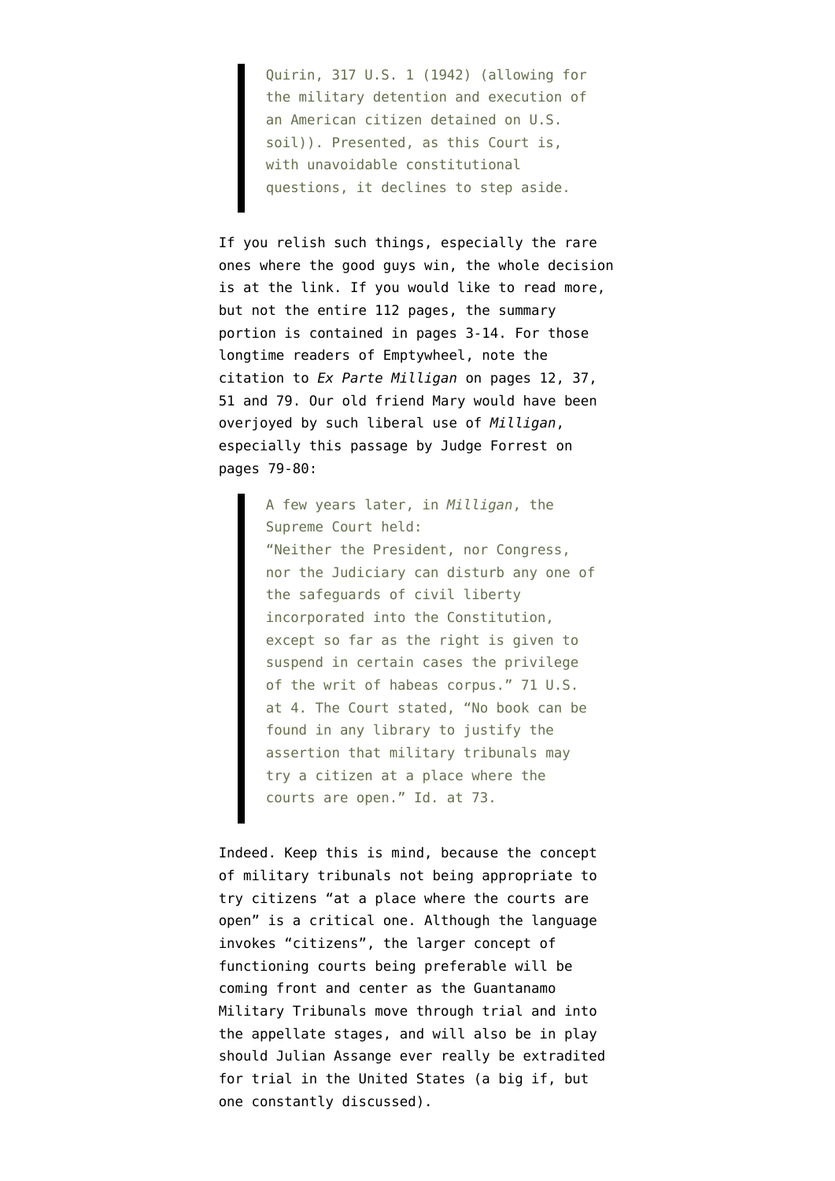> Quirin, 317 U.S. 1 (1942) (allowing for the military detention and execution of an American citizen detained on U.S. soil)). Presented, as this Court is, with unavoidable constitutional questions, it declines to step aside.

If you relish such things, especially the rare ones where the good guys win, the whole decision is at the link. If you would like to read more, but not the entire 112 pages, the summary portion is contained in pages 3-14. For those longtime readers of Emptywheel, note the citation to *Ex Parte Milligan* on pages 12, 37, 51 and 79. Our old friend Mary would have been overjoyed by such liberal use of *Milligan*, especially this passage by Judge Forrest on pages 79-80:

> A few years later, in *Milligan*, the Supreme Court held:
> "Neither the President, nor Congress, nor the Judiciary can disturb any one of the safeguards of civil liberty incorporated into the Constitution, except so far as the right is given to suspend in certain cases the privilege of the writ of habeas corpus." 71 U.S. at 4. The Court stated, "No book can be found in any library to justify the assertion that military tribunals may try a citizen at a place where the courts are open." Id. at 73.

Indeed. Keep this is mind, because the concept of military tribunals not being appropriate to try citizens "at a place where the courts are open" is a critical one. Although the language invokes "citizens", the larger concept of functioning courts being preferable will be coming front and center as the Guantanamo Military Tribunals move through trial and into the appellate stages, and will also be in play should Julian Assange ever really be extradited for trial in the United States (a big if, but one constantly discussed).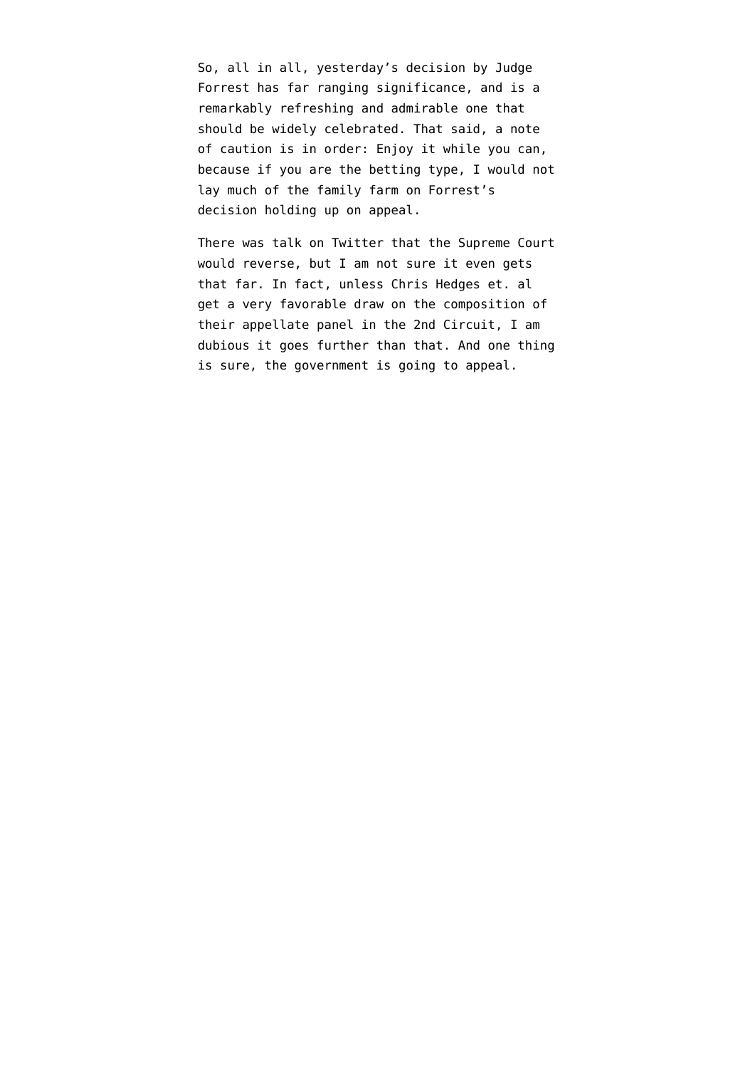So, all in all, yesterday’s decision by Judge Forrest has far ranging significance, and is a remarkably refreshing and admirable one that should be widely celebrated. That said, a note of caution is in order: Enjoy it while you can, because if you are the betting type, I would not lay much of the family farm on Forrest’s decision holding up on appeal.

There was talk on Twitter that the Supreme Court would reverse, but I am not sure it even gets that far. In fact, unless Chris Hedges et. al get a very favorable draw on the composition of their appellate panel in the 2nd Circuit, I am dubious it goes further than that. And one thing is sure, the government is going to appeal.